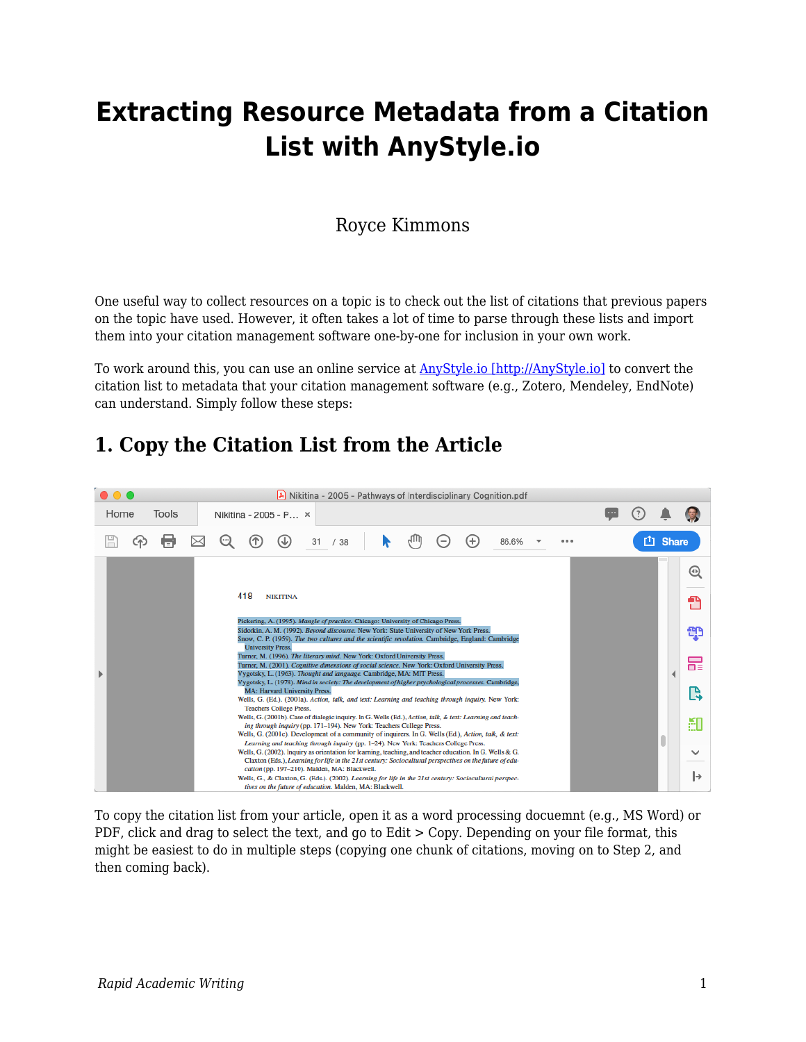# Extracting Resource Metadata from a Citation List with AnyStyle.io

Royce Kimmons

One useful way to collect resources on a topic is to check out the list of citations that previous papers on the topic have used. However, it often takes a lot of time to parse through these lists and import them into your citation management software one-by-one for inclusion in your own work.

To work around this, you can use an online service at AnyStyle.io [http://AnyStyle.io] to convert the citation list to metadata that your citation management software (e.g., Zotero, Mendeley, EndNote) can understand. Simply follow these steps:

## 1. Copy the Citation List from the Article

To copy the citation list from your article, open it as a word processing docuemnt (e.g., MS Word) or PDF, click and drag to select the text, and go to Edit > Copy. Depending on your file format, this might be easiest to do in multiple steps (copying one chunk of citations, moving on to Step 2, and then coming back).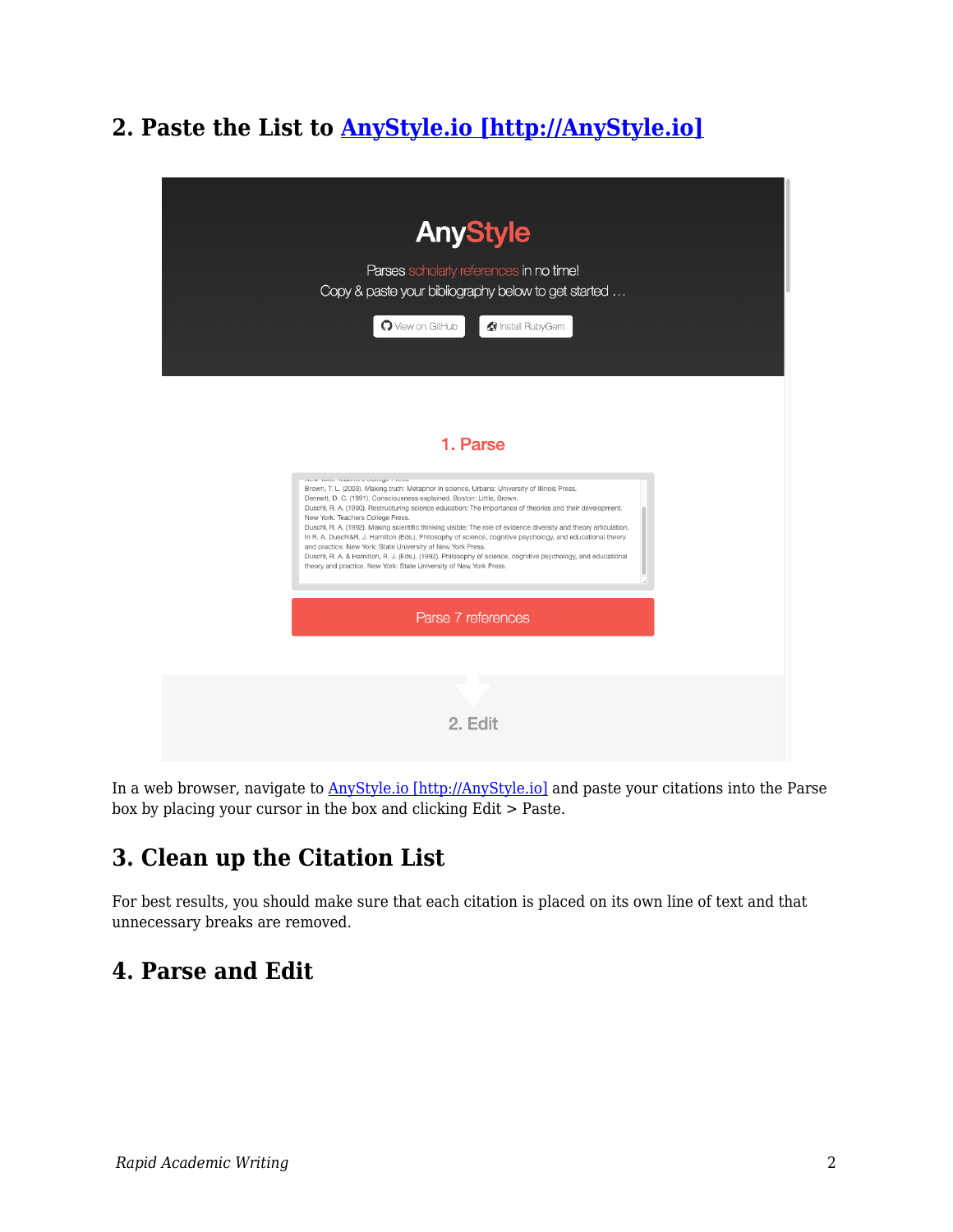## 2. Paste the List to [AnyStyle.io [http://AnyStyle.io]](http://AnyStyle.io)

In a web browser, navigate to [AnyStyle.io [http://AnyStyle.io]](http://AnyStyle.io) and paste your citations into the Parse box by placing your cursor in the box and clicking Edit > Paste.

## 3. Clean up the Citation List

For best results, you should make sure that each citation is placed on its own line of text and that unnecessary breaks are removed.

## 4. Parse and Edit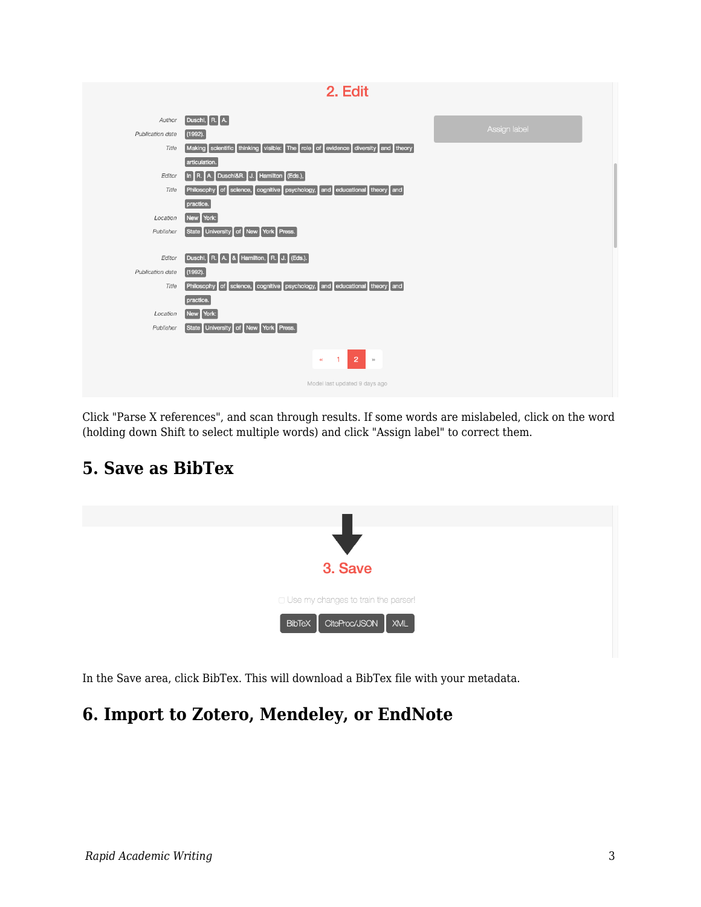Click "Parse X references", and scan through results. If some words are mislabeled, click on the word (holding down Shift to select multiple words) and click "Assign label" to correct them.

## 5. Save as BibTex

In the Save area, click BibTex. This will download a BibTex file with your metadata.

## 6. Import to Zotero, Mendeley, or EndNote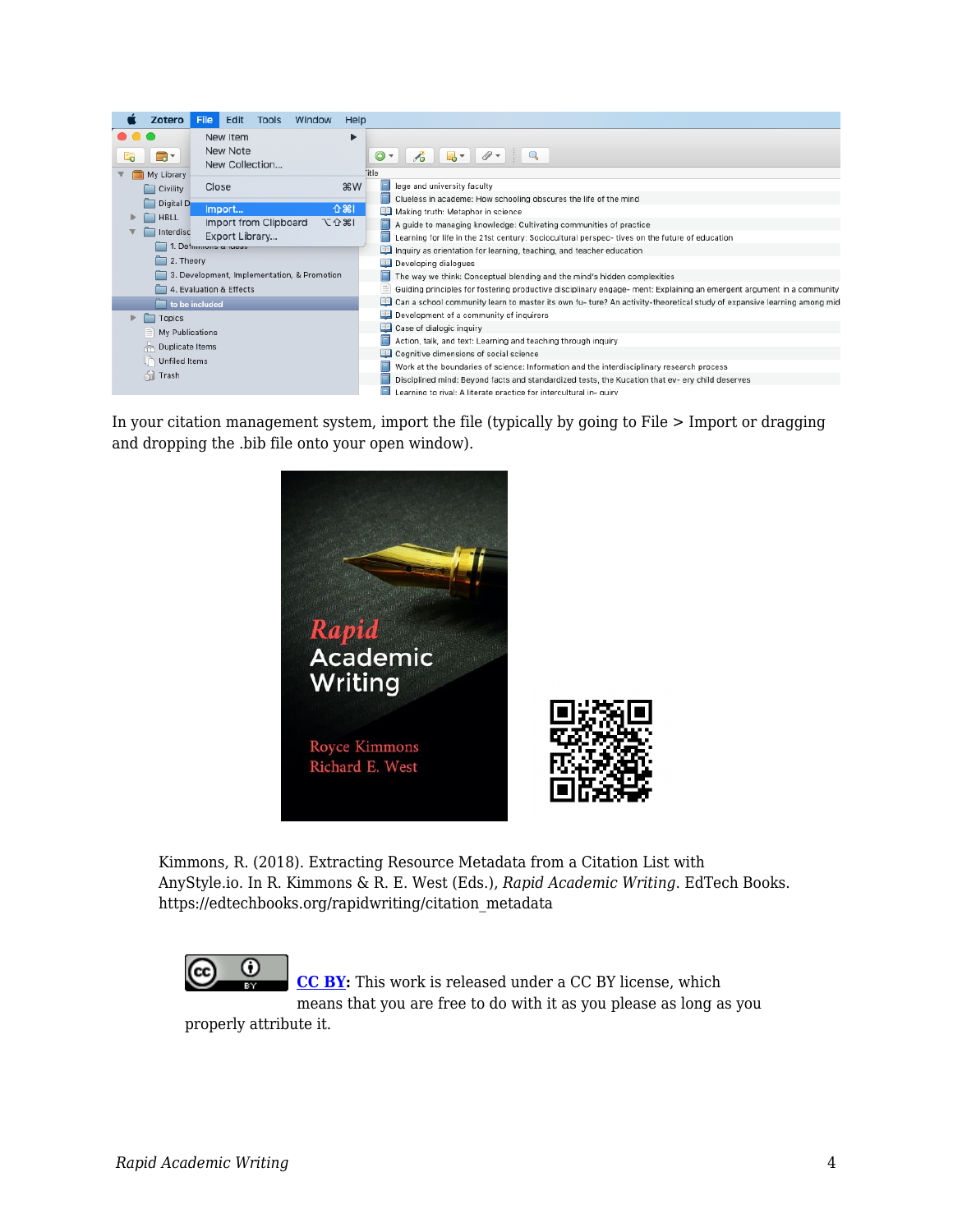In your citation management system, import the file (typically by going to File > Import or dragging and dropping the .bib file onto your open window).

Kimmons, R. (2018). Extracting Resource Metadata from a Citation List with AnyStyle.io. In R. Kimmons & R. E. West (Eds.), *Rapid Academic Writing*. EdTech Books. https://edtechbooks.org/rapidwriting/citation_metadata

**CC BY:** This work is released under a CC BY license, which means that you are free to do with it as you please as long as you properly attribute it.